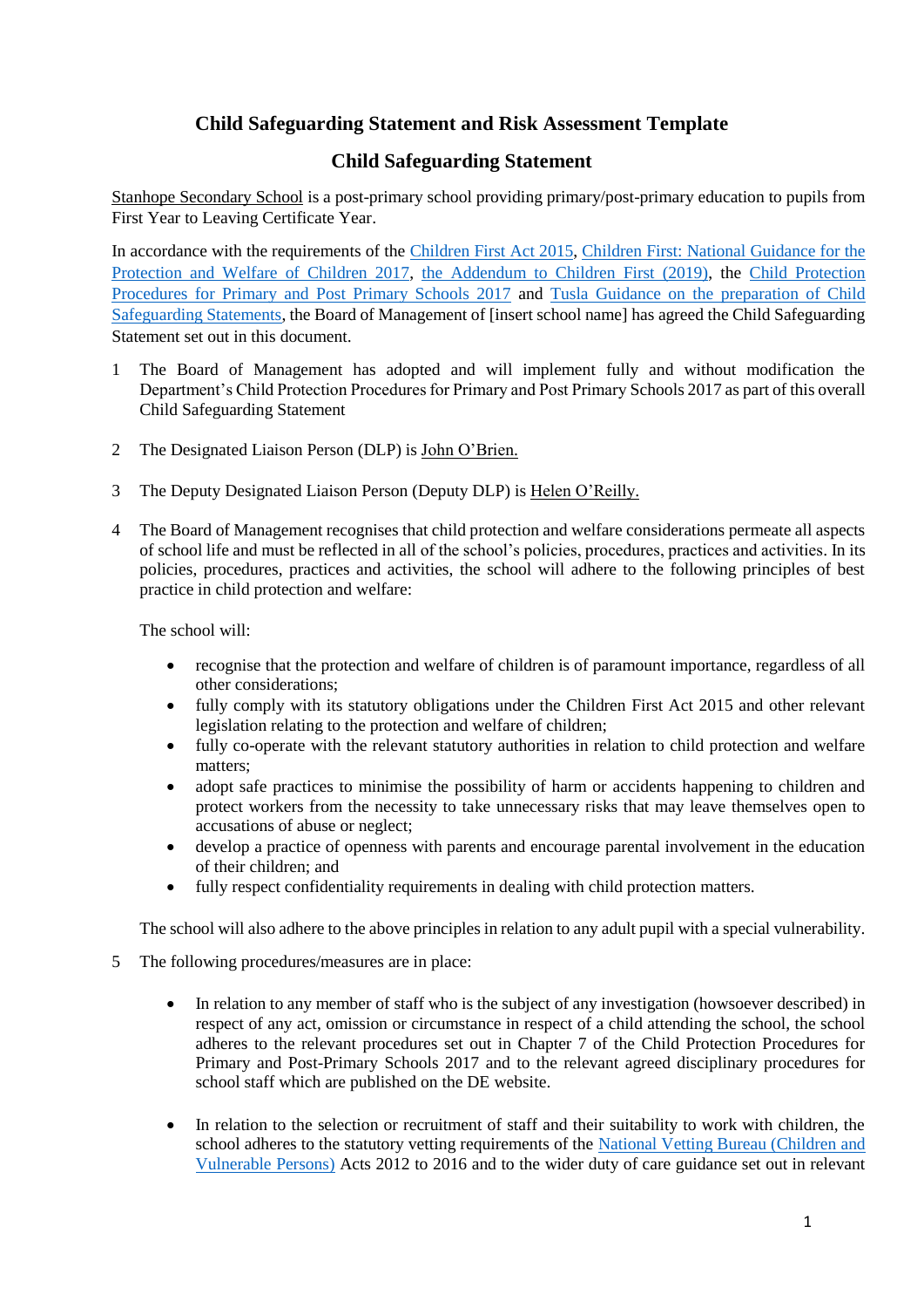# Child Safeguarding Statement and Risk Assessment Template

## Child Safeguarding Statement

Stanhope Secondary School is a post-primary school providing primary/post-primary education to pupils from First Year to Leaving Certificate Year.

In accordance with the requirements of the Children First Act 2015, Children First: National Guidance for the Protection and Welfare of Children 2017, the Addendum to Children First (2019), the Child Protection Procedures for Primary and Post Primary Schools 2017 and Tusla Guidance on the preparation of Child Safeguarding Statements, the Board of Management of [insert school name] has agreed the Child Safeguarding Statement set out in this document.

1 The Board of Management has adopted and will implement fully and without modification the Department's Child Protection Procedures for Primary and Post Primary Schools 2017 as part of this overall Child Safeguarding Statement

2 The Designated Liaison Person (DLP) is John O'Brien.

3 The Deputy Designated Liaison Person (Deputy DLP) is Helen O'Reilly.

4 The Board of Management recognises that child protection and welfare considerations permeate all aspects of school life and must be reflected in all of the school's policies, procedures, practices and activities. In its policies, procedures, practices and activities, the school will adhere to the following principles of best practice in child protection and welfare:

   The school will:

   - recognise that the protection and welfare of children is of paramount importance, regardless of all other considerations;
   - fully comply with its statutory obligations under the Children First Act 2015 and other relevant legislation relating to the protection and welfare of children;
   - fully co-operate with the relevant statutory authorities in relation to child protection and welfare matters;
   - adopt safe practices to minimise the possibility of harm or accidents happening to children and protect workers from the necessity to take unnecessary risks that may leave themselves open to accusations of abuse or neglect;
   - develop a practice of openness with parents and encourage parental involvement in the education of their children; and
   - fully respect confidentiality requirements in dealing with child protection matters.

   The school will also adhere to the above principles in relation to any adult pupil with a special vulnerability.

5 The following procedures/measures are in place:

   - In relation to any member of staff who is the subject of any investigation (howsoever described) in respect of any act, omission or circumstance in respect of a child attending the school, the school adheres to the relevant procedures set out in Chapter 7 of the Child Protection Procedures for Primary and Post-Primary Schools 2017 and to the relevant agreed disciplinary procedures for school staff which are published on the DE website.

   - In relation to the selection or recruitment of staff and their suitability to work with children, the school adheres to the statutory vetting requirements of the National Vetting Bureau (Children and Vulnerable Persons) Acts 2012 to 2016 and to the wider duty of care guidance set out in relevant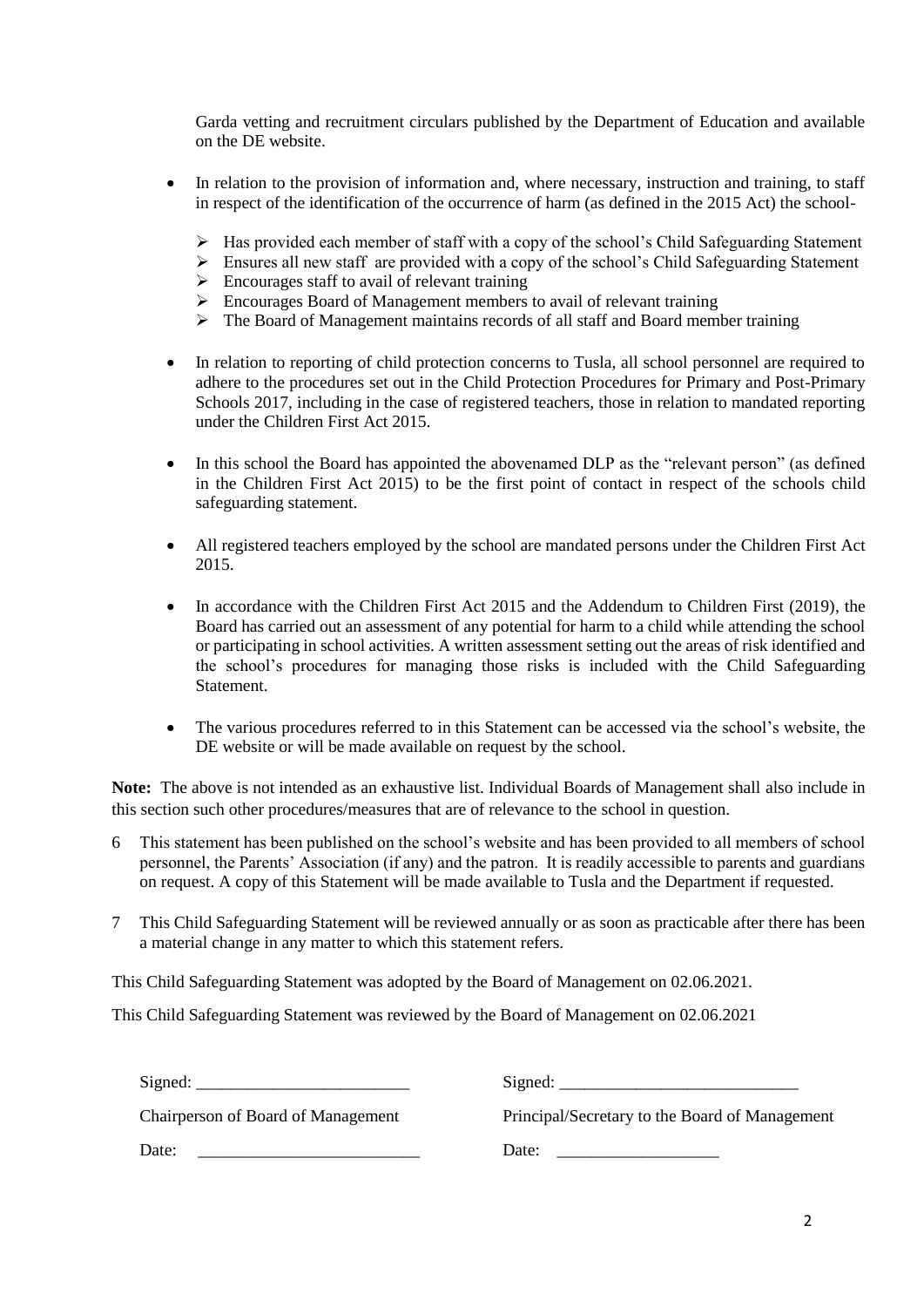Garda vetting and recruitment circulars published by the Department of Education and available on the DE website.

- In relation to the provision of information and, where necessary, instruction and training, to staff in respect of the identification of the occurrence of harm (as defined in the 2015 Act) the school-
    - Has provided each member of staff with a copy of the school's Child Safeguarding Statement
    - Ensures all new staff are provided with a copy of the school's Child Safeguarding Statement
    - Encourages staff to avail of relevant training
    - Encourages Board of Management members to avail of relevant training
    - The Board of Management maintains records of all staff and Board member training

- In relation to reporting of child protection concerns to Tusla, all school personnel are required to adhere to the procedures set out in the Child Protection Procedures for Primary and Post-Primary Schools 2017, including in the case of registered teachers, those in relation to mandated reporting under the Children First Act 2015.

- In this school the Board has appointed the abovenamed DLP as the "relevant person" (as defined in the Children First Act 2015) to be the first point of contact in respect of the schools child safeguarding statement.

- All registered teachers employed by the school are mandated persons under the Children First Act 2015.

- In accordance with the Children First Act 2015 and the Addendum to Children First (2019), the Board has carried out an assessment of any potential for harm to a child while attending the school or participating in school activities. A written assessment setting out the areas of risk identified and the school's procedures for managing those risks is included with the Child Safeguarding Statement.

- The various procedures referred to in this Statement can be accessed via the school's website, the DE website or will be made available on request by the school.

**Note:** The above is not intended as an exhaustive list. Individual Boards of Management shall also include in this section such other procedures/measures that are of relevance to the school in question.

6 This statement has been published on the school's website and has been provided to all members of school personnel, the Parents' Association (if any) and the patron. It is readily accessible to parents and guardians on request. A copy of this Statement will be made available to Tusla and the Department if requested.

7 This Child Safeguarding Statement will be reviewed annually or as soon as practicable after there has been a material change in any matter to which this statement refers.

This Child Safeguarding Statement was adopted by the Board of Management on 02.06.2021.

This Child Safeguarding Statement was reviewed by the Board of Management on 02.06.2021

Signed: ________________________

Chairperson of Board of Management

Date: ________________________

Signed: ________________________

Principal/Secretary to the Board of Management

Date: ________________________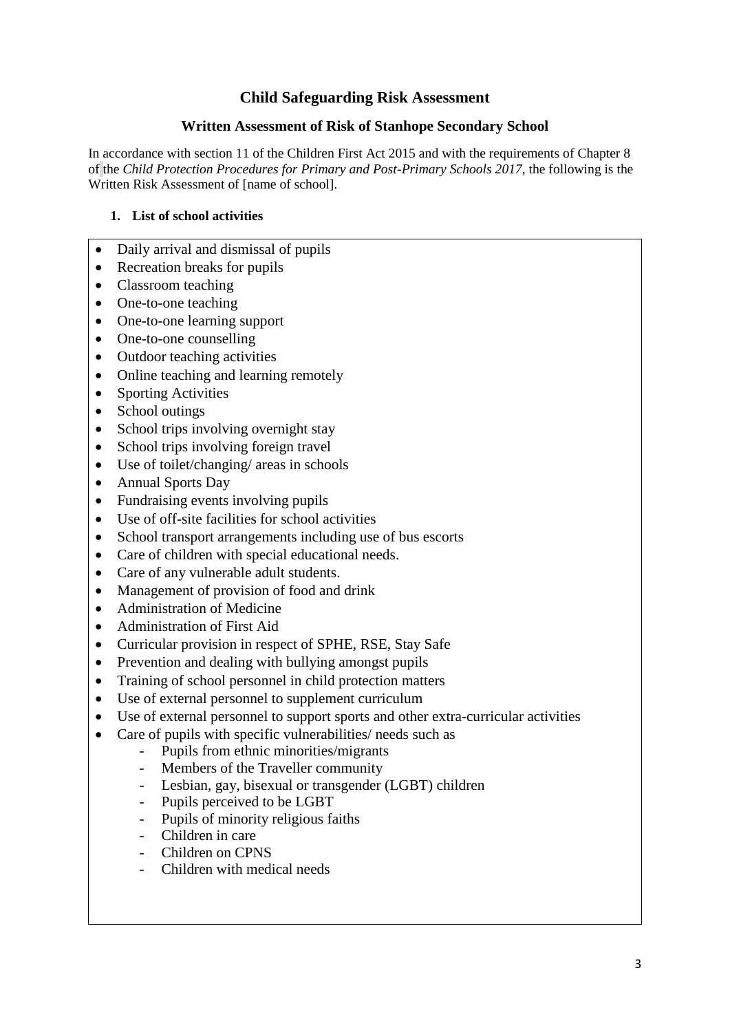# Child Safeguarding Risk Assessment

## Written Assessment of Risk of Stanhope Secondary School

In accordance with section 11 of the Children First Act 2015 and with the requirements of Chapter 8 of the *Child Protection Procedures for Primary and Post-Primary Schools 2017*, the following is the Written Risk Assessment of [name of school].

### 1. List of school activities

- Daily arrival and dismissal of pupils
- Recreation breaks for pupils
- Classroom teaching
- One-to-one teaching
- One-to-one learning support
- One-to-one counselling
- Outdoor teaching activities
- Online teaching and learning remotely
- Sporting Activities
- School outings
- School trips involving overnight stay
- School trips involving foreign travel
- Use of toilet/changing/ areas in schools
- Annual Sports Day
- Fundraising events involving pupils
- Use of off-site facilities for school activities
- School transport arrangements including use of bus escorts
- Care of children with special educational needs.
- Care of any vulnerable adult students.
- Management of provision of food and drink
- Administration of Medicine
- Administration of First Aid
- Curricular provision in respect of SPHE, RSE, Stay Safe
- Prevention and dealing with bullying amongst pupils
- Training of school personnel in child protection matters
- Use of external personnel to supplement curriculum
- Use of external personnel to support sports and other extra-curricular activities
- Care of pupils with specific vulnerabilities/ needs such as
  - Pupils from ethnic minorities/migrants
  - Members of the Traveller community
  - Lesbian, gay, bisexual or transgender (LGBT) children
  - Pupils perceived to be LGBT
  - Pupils of minority religious faiths
  - Children in care
  - Children on CPNS
  - Children with medical needs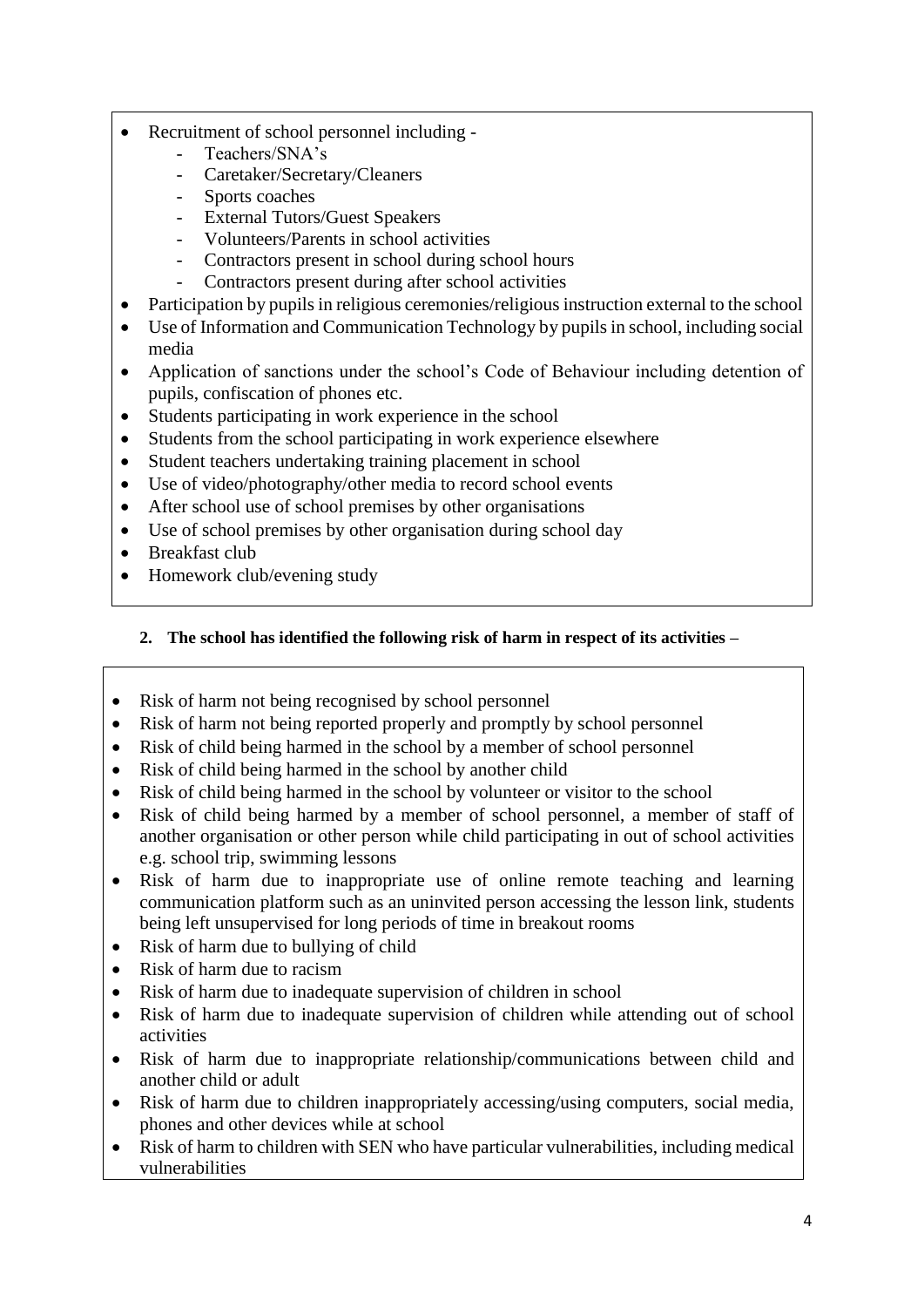- Recruitment of school personnel including -
    - Teachers/SNA's
    - Caretaker/Secretary/Cleaners
    - Sports coaches
    - External Tutors/Guest Speakers
    - Volunteers/Parents in school activities
    - Contractors present in school during school hours
    - Contractors present during after school activities
- Participation by pupils in religious ceremonies/religious instruction external to the school
- Use of Information and Communication Technology by pupils in school, including social media
- Application of sanctions under the school's Code of Behaviour including detention of pupils, confiscation of phones etc.
- Students participating in work experience in the school
- Students from the school participating in work experience elsewhere
- Student teachers undertaking training placement in school
- Use of video/photography/other media to record school events
- After school use of school premises by other organisations
- Use of school premises by other organisation during school day
- Breakfast club
- Homework club/evening study

**2. The school has identified the following risk of harm in respect of its activities –**

- Risk of harm not being recognised by school personnel
- Risk of harm not being reported properly and promptly by school personnel
- Risk of child being harmed in the school by a member of school personnel
- Risk of child being harmed in the school by another child
- Risk of child being harmed in the school by volunteer or visitor to the school
- Risk of child being harmed by a member of school personnel, a member of staff of another organisation or other person while child participating in out of school activities e.g. school trip, swimming lessons
- Risk of harm due to inappropriate use of online remote teaching and learning communication platform such as an uninvited person accessing the lesson link, students being left unsupervised for long periods of time in breakout rooms
- Risk of harm due to bullying of child
- Risk of harm due to racism
- Risk of harm due to inadequate supervision of children in school
- Risk of harm due to inadequate supervision of children while attending out of school activities
- Risk of harm due to inappropriate relationship/communications between child and another child or adult
- Risk of harm due to children inappropriately accessing/using computers, social media, phones and other devices while at school
- Risk of harm to children with SEN who have particular vulnerabilities, including medical vulnerabilities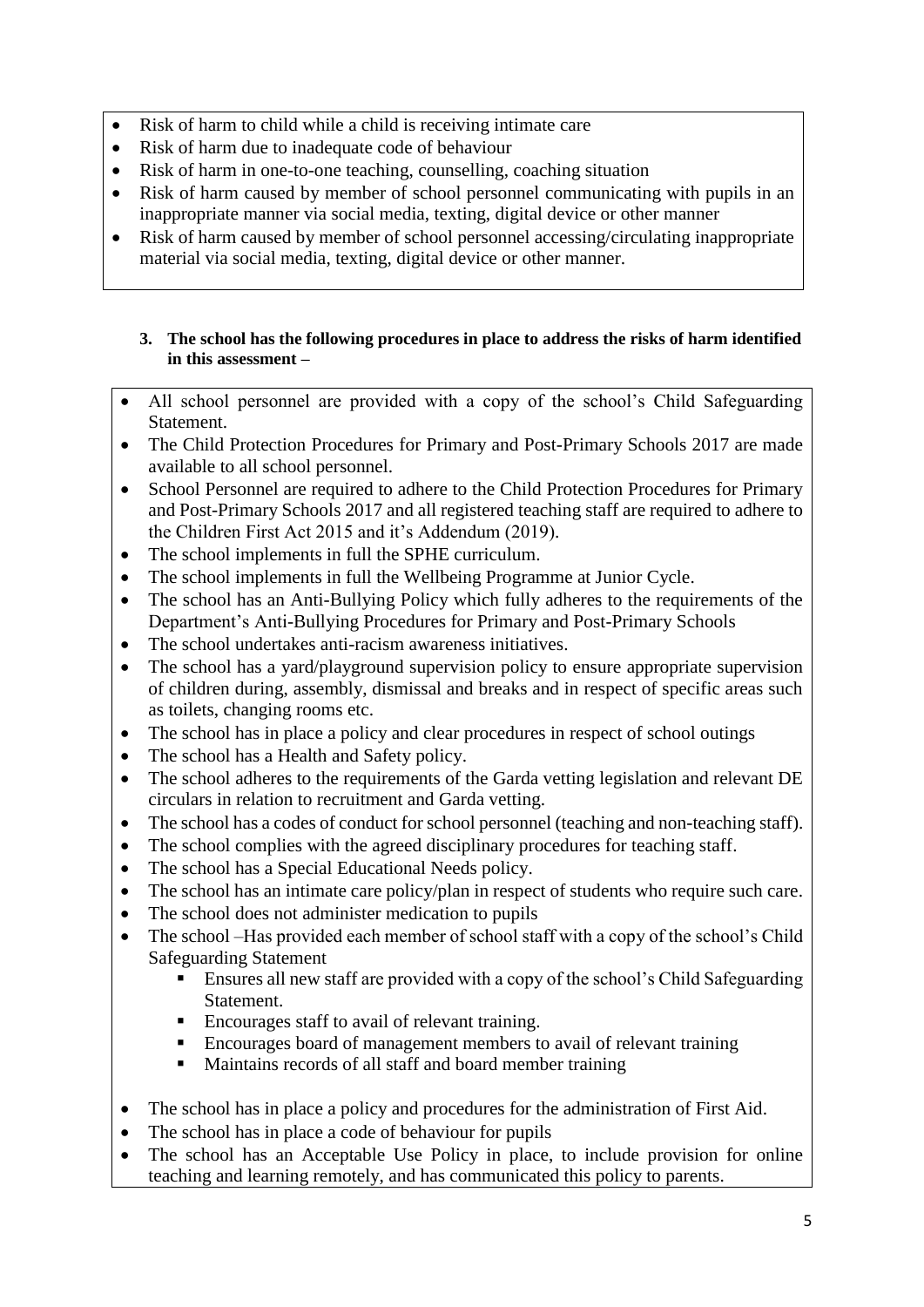- Risk of harm to child while a child is receiving intimate care
- Risk of harm due to inadequate code of behaviour
- Risk of harm in one-to-one teaching, counselling, coaching situation
- Risk of harm caused by member of school personnel communicating with pupils in an inappropriate manner via social media, texting, digital device or other manner
- Risk of harm caused by member of school personnel accessing/circulating inappropriate material via social media, texting, digital device or other manner.

**3. The school has the following procedures in place to address the risks of harm identified in this assessment –**

- All school personnel are provided with a copy of the school's Child Safeguarding Statement.
- The Child Protection Procedures for Primary and Post-Primary Schools 2017 are made available to all school personnel.
- School Personnel are required to adhere to the Child Protection Procedures for Primary and Post-Primary Schools 2017 and all registered teaching staff are required to adhere to the Children First Act 2015 and it's Addendum (2019).
- The school implements in full the SPHE curriculum.
- The school implements in full the Wellbeing Programme at Junior Cycle.
- The school has an Anti-Bullying Policy which fully adheres to the requirements of the Department's Anti-Bullying Procedures for Primary and Post-Primary Schools
- The school undertakes anti-racism awareness initiatives.
- The school has a yard/playground supervision policy to ensure appropriate supervision of children during, assembly, dismissal and breaks and in respect of specific areas such as toilets, changing rooms etc.
- The school has in place a policy and clear procedures in respect of school outings
- The school has a Health and Safety policy.
- The school adheres to the requirements of the Garda vetting legislation and relevant DE circulars in relation to recruitment and Garda vetting.
- The school has a codes of conduct for school personnel (teaching and non-teaching staff).
- The school complies with the agreed disciplinary procedures for teaching staff.
- The school has a Special Educational Needs policy.
- The school has an intimate care policy/plan in respect of students who require such care.
- The school does not administer medication to pupils
- The school –Has provided each member of school staff with a copy of the school's Child Safeguarding Statement
  - Ensures all new staff are provided with a copy of the school's Child Safeguarding Statement.
  - Encourages staff to avail of relevant training.
  - Encourages board of management members to avail of relevant training
  - Maintains records of all staff and board member training
- The school has in place a policy and procedures for the administration of First Aid.
- The school has in place a code of behaviour for pupils
- The school has an Acceptable Use Policy in place, to include provision for online teaching and learning remotely, and has communicated this policy to parents.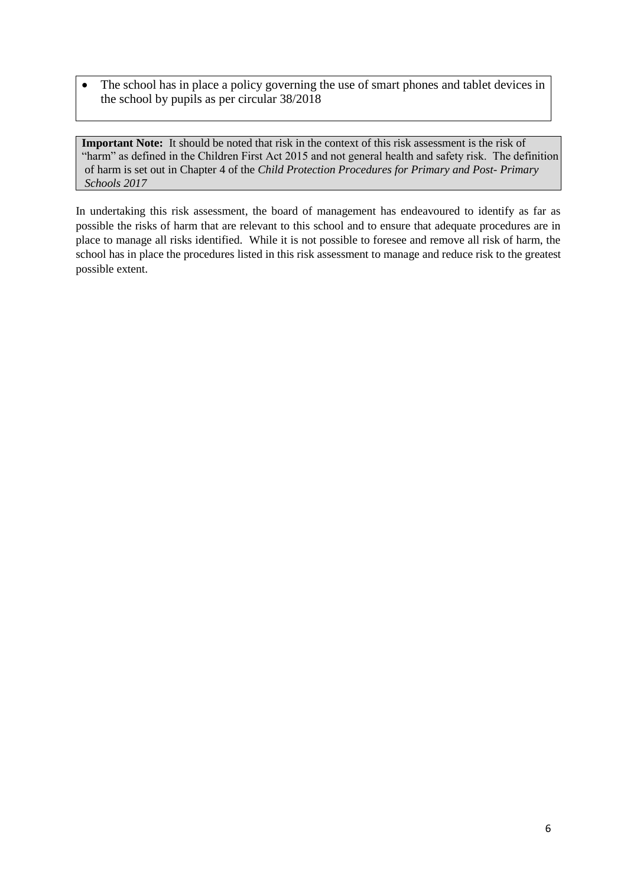- The school has in place a policy governing the use of smart phones and tablet devices in the school by pupils as per circular 38/2018

**Important Note:** It should be noted that risk in the context of this risk assessment is the risk of "harm" as defined in the Children First Act 2015 and not general health and safety risk. The definition of harm is set out in Chapter 4 of the *Child Protection Procedures for Primary and Post- Primary Schools 2017*

In undertaking this risk assessment, the board of management has endeavoured to identify as far as possible the risks of harm that are relevant to this school and to ensure that adequate procedures are in place to manage all risks identified. While it is not possible to foresee and remove all risk of harm, the school has in place the procedures listed in this risk assessment to manage and reduce risk to the greatest possible extent.